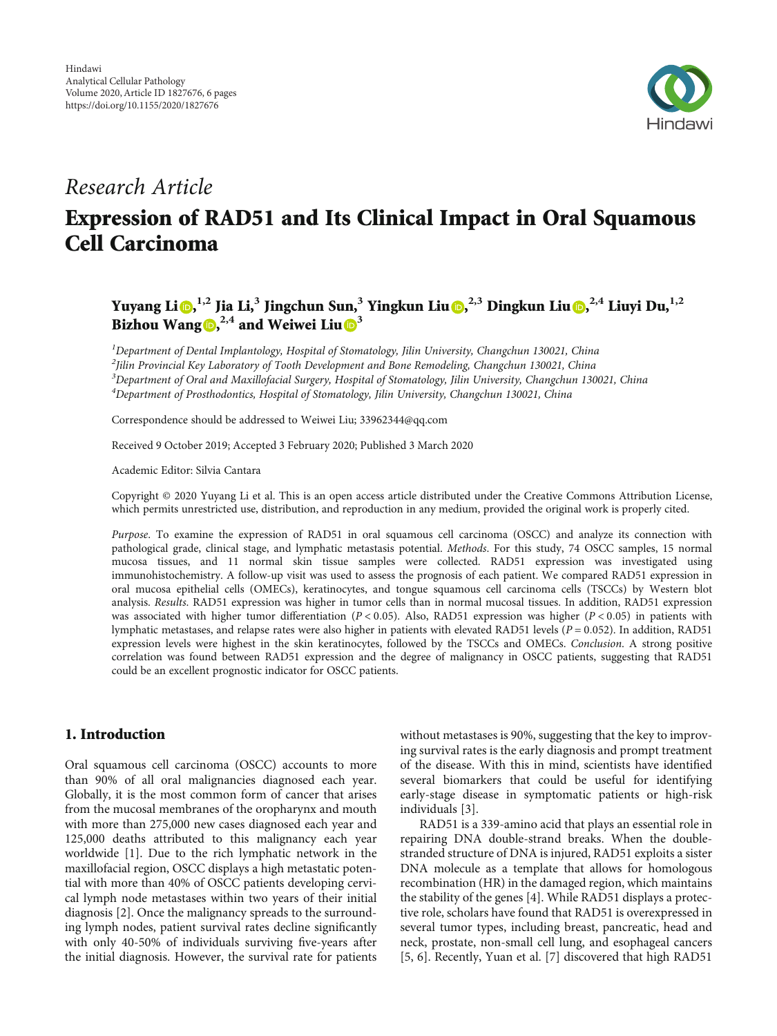*Research Article*

# Expression of RAD51 and Its Clinical Impact in Oral Squamous Cell Carcinoma

**Yuyang Li [1,2] Jia Li, [3] Jingchun Sun, [3] Yingkun Liu [2,3] Dingkun Liu [2,4] Liuyi Du, [1,2] Bizhou Wang [2,4] and Weiwei Liu [3]**

[1] *Department of Dental Implantology, Hospital of Stomatology, Jilin University, Changchun 130021, China*
[2] *Jilin Provincial Key Laboratory of Tooth Development and Bone Remodeling, Changchun 130021, China*
[3] *Department of Oral and Maxillofacial Surgery, Hospital of Stomatology, Jilin University, Changchun 130021, China*
[4] *Department of Prosthodontics, Hospital of Stomatology, Jilin University, Changchun 130021, China*

Correspondence should be addressed to Weiwei Liu; 33962344@qq.com

Received 9 October 2019; Accepted 3 February 2020; Published 3 March 2020

Academic Editor: Silvia Cantara

Copyright © 2020 Yuyang Li et al. This is an open access article distributed under the Creative Commons Attribution License, which permits unrestricted use, distribution, and reproduction in any medium, provided the original work is properly cited.

*Purpose*. To examine the expression of RAD51 in oral squamous cell carcinoma (OSCC) and analyze its connection with pathological grade, clinical stage, and lymphatic metastasis potential. *Methods*. For this study, 74 OSCC samples, 15 normal mucosa tissues, and 11 normal skin tissue samples were collected. RAD51 expression was investigated using immunohistochemistry. A follow-up visit was used to assess the prognosis of each patient. We compared RAD51 expression in oral mucosa epithelial cells (OMECs), keratinocytes, and tongue squamous cell carcinoma cells (TSCCs) by Western blot analysis. *Results*. RAD51 expression was higher in tumor cells than in normal mucosal tissues. In addition, RAD51 expression was associated with higher tumor differentiation ($P < 0.05$). Also, RAD51 expression was higher ($P < 0.05$) in patients with lymphatic metastases, and relapse rates were also higher in patients with elevated RAD51 levels ($P = 0.052$). In addition, RAD51 expression levels were highest in the skin keratinocytes, followed by the TSCCs and OMECs. *Conclusion*. A strong positive correlation was found between RAD51 expression and the degree of malignancy in OSCC patients, suggesting that RAD51 could be an excellent prognostic indicator for OSCC patients.

## 1. Introduction

Oral squamous cell carcinoma (OSCC) accounts to more than 90% of all oral malignancies diagnosed each year. Globally, it is the most common form of cancer that arises from the mucosal membranes of the oropharynx and mouth with more than 275,000 new cases diagnosed each year and 125,000 deaths attributed to this malignancy each year worldwide [1]. Due to the rich lymphatic network in the maxillofacial region, OSCC displays a high metastatic potential with more than 40% of OSCC patients developing cervical lymph node metastases within two years of their initial diagnosis [2]. Once the malignancy spreads to the surrounding lymph nodes, patient survival rates decline significantly with only 40-50% of individuals surviving five-years after the initial diagnosis. However, the survival rate for patients without metastases is 90%, suggesting that the key to improving survival rates is the early diagnosis and prompt treatment of the disease. With this in mind, scientists have identified several biomarkers that could be useful for identifying early-stage disease in symptomatic patients or high-risk individuals [3].

RAD51 is a 339-amino acid that plays an essential role in repairing DNA double-strand breaks. When the double-stranded structure of DNA is injured, RAD51 exploits a sister DNA molecule as a template that allows for homologous recombination (HR) in the damaged region, which maintains the stability of the genes [4]. While RAD51 displays a protective role, scholars have found that RAD51 is overexpressed in several tumor types, including breast, pancreatic, head and neck, prostate, non-small cell lung, and esophageal cancers [5, 6]. Recently, Yuan et al. [7] discovered that high RAD51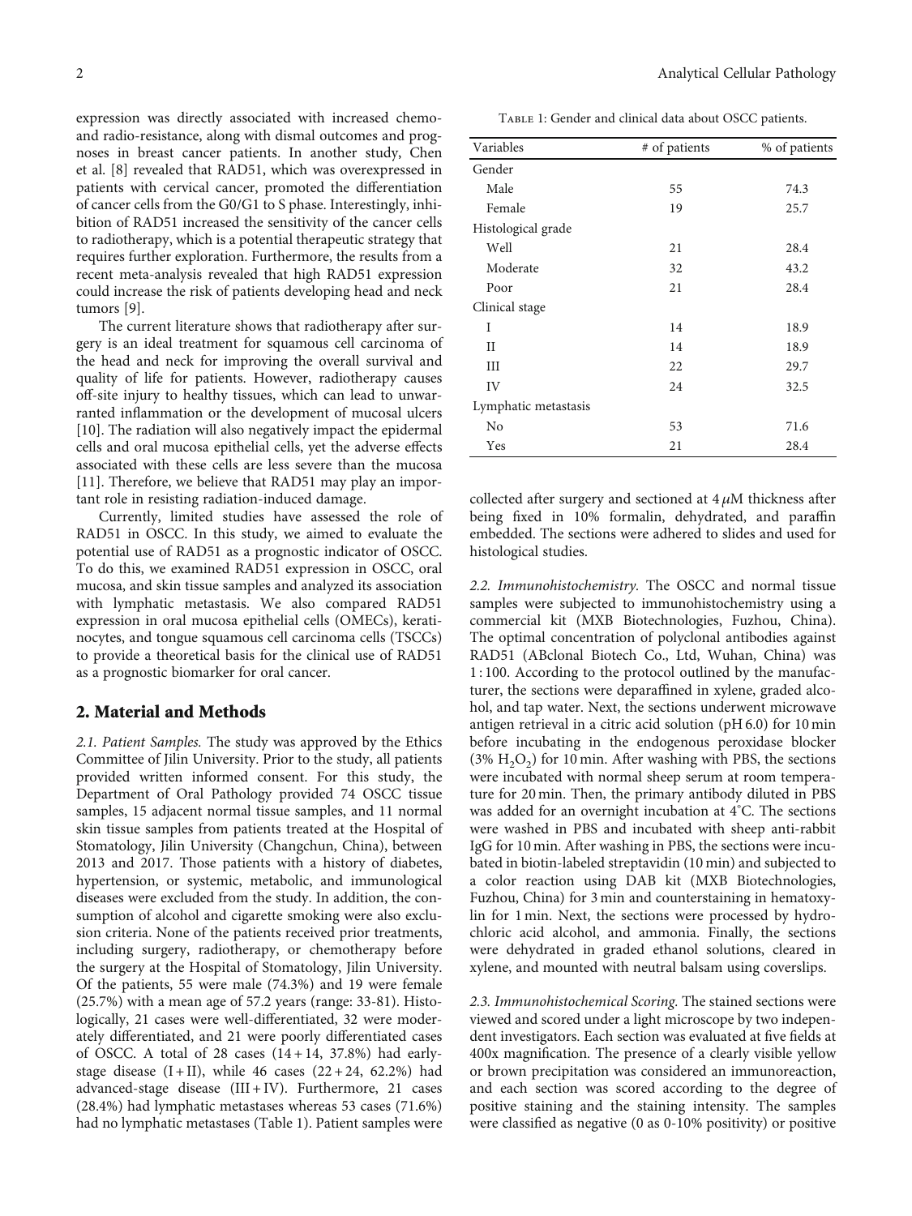expression was directly associated with increased chemo- and radio-resistance, along with dismal outcomes and prognoses in breast cancer patients. In another study, Chen et al. [8] revealed that RAD51, which was overexpressed in patients with cervical cancer, promoted the differentiation of cancer cells from the G0/G1 to S phase. Interestingly, inhibition of RAD51 increased the sensitivity of the cancer cells to radiotherapy, which is a potential therapeutic strategy that requires further exploration. Furthermore, the results from a recent meta-analysis revealed that high RAD51 expression could increase the risk of patients developing head and neck tumors [9].

The current literature shows that radiotherapy after surgery is an ideal treatment for squamous cell carcinoma of the head and neck for improving the overall survival and quality of life for patients. However, radiotherapy causes off-site injury to healthy tissues, which can lead to unwarranted inflammation or the development of mucosal ulcers [10]. The radiation will also negatively impact the epidermal cells and oral mucosa epithelial cells, yet the adverse effects associated with these cells are less severe than the mucosa [11]. Therefore, we believe that RAD51 may play an important role in resisting radiation-induced damage.

Currently, limited studies have assessed the role of RAD51 in OSCC. In this study, we aimed to evaluate the potential use of RAD51 as a prognostic indicator of OSCC. To do this, we examined RAD51 expression in OSCC, oral mucosa, and skin tissue samples and analyzed its association with lymphatic metastasis. We also compared RAD51 expression in oral mucosa epithelial cells (OMECs), keratinocytes, and tongue squamous cell carcinoma cells (TSCCs) to provide a theoretical basis for the clinical use of RAD51 as a prognostic biomarker for oral cancer.

## 2. Material and Methods

*2.1. Patient Samples.* The study was approved by the Ethics Committee of Jilin University. Prior to the study, all patients provided written informed consent. For this study, the Department of Oral Pathology provided 74 OSCC tissue samples, 15 adjacent normal tissue samples, and 11 normal skin tissue samples from patients treated at the Hospital of Stomatology, Jilin University (Changchun, China), between 2013 and 2017. Those patients with a history of diabetes, hypertension, or systemic, metabolic, and immunological diseases were excluded from the study. In addition, the consumption of alcohol and cigarette smoking were also exclusion criteria. None of the patients received prior treatments, including surgery, radiotherapy, or chemotherapy before the surgery at the Hospital of Stomatology, Jilin University. Of the patients, 55 were male (74.3%) and 19 were female (25.7%) with a mean age of 57.2 years (range: 33-81). Histologically, 21 cases were well-differentiated, 32 were moderately differentiated, and 21 were poorly differentiated cases of OSCC. A total of 28 cases (14 + 14, 37.8%) had early-stage disease (I + II), while 46 cases (22 + 24, 62.2%) had advanced-stage disease (III + IV). Furthermore, 21 cases (28.4%) had lymphatic metastases whereas 53 cases (71.6%) had no lymphatic metastases (Table 1). Patient samples were collected after surgery and sectioned at 4 $\mu$M thickness after being fixed in 10% formalin, dehydrated, and paraffin embedded. The sections were adhered to slides and used for histological studies.

Table 1: Gender and clinical data about OSCC patients.

| Variables | # of patients | % of patients |
|---|---|---|
| Gender | | |
| Male | 55 | 74.3 |
| Female | 19 | 25.7 |
| Histological grade | | |
| Well | 21 | 28.4 |
| Moderate | 32 | 43.2 |
| Poor | 21 | 28.4 |
| Clinical stage | | |
| I | 14 | 18.9 |
| II | 14 | 18.9 |
| III | 22 | 29.7 |
| IV | 24 | 32.5 |
| Lymphatic metastasis | | |
| No | 53 | 71.6 |
| Yes | 21 | 28.4 |

*2.2. Immunohistochemistry.* The OSCC and normal tissue samples were subjected to immunohistochemistry using a commercial kit (MXB Biotechnologies, Fuzhou, China). The optimal concentration of polyclonal antibodies against RAD51 (ABclonal Biotech Co., Ltd, Wuhan, China) was 1 : 100. According to the protocol outlined by the manufacturer, the sections were deparaffined in xylene, graded alcohol, and tap water. Next, the sections underwent microwave antigen retrieval in a citric acid solution (pH 6.0) for 10 min before incubating in the endogenous peroxidase blocker (3% $H_2O_2$) for 10 min. After washing with PBS, the sections were incubated with normal sheep serum at room temperature for 20 min. Then, the primary antibody diluted in PBS was added for an overnight incubation at 4°C. The sections were washed in PBS and incubated with sheep anti-rabbit IgG for 10 min. After washing in PBS, the sections were incubated in biotin-labeled streptavidin (10 min) and subjected to a color reaction using DAB kit (MXB Biotechnologies, Fuzhou, China) for 3 min and counterstaining in hematoxylin for 1 min. Next, the sections were processed by hydrochloric acid alcohol, and ammonia. Finally, the sections were dehydrated in graded ethanol solutions, cleared in xylene, and mounted with neutral balsam using coverslips.

*2.3. Immunohistochemical Scoring.* The stained sections were viewed and scored under a light microscope by two independent investigators. Each section was evaluated at five fields at 400x magnification. The presence of a clearly visible yellow or brown precipitation was considered an immunoreaction, and each section was scored according to the degree of positive staining and the staining intensity. The samples were classified as negative (0 as 0-10% positivity) or positive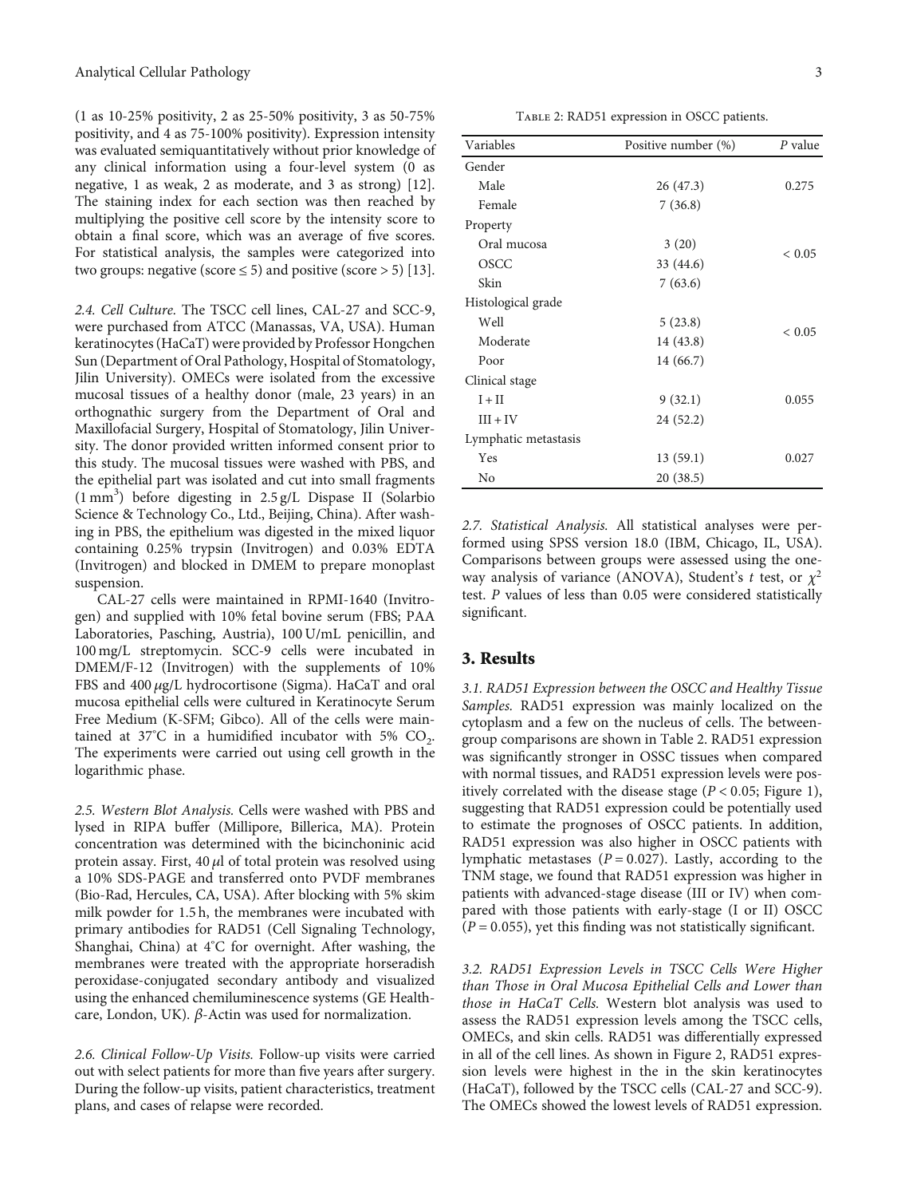(1 as 10-25% positivity, 2 as 25-50% positivity, 3 as 50-75% positivity, and 4 as 75-100% positivity). Expression intensity was evaluated semiquantitatively without prior knowledge of any clinical information using a four-level system (0 as negative, 1 as weak, 2 as moderate, and 3 as strong) [12]. The staining index for each section was then reached by multiplying the positive cell score by the intensity score to obtain a final score, which was an average of five scores. For statistical analysis, the samples were categorized into two groups: negative (score ≤ 5) and positive (score > 5) [13].

*2.4. Cell Culture.* The TSCC cell lines, CAL-27 and SCC-9, were purchased from ATCC (Manassas, VA, USA). Human keratinocytes (HaCaT) were provided by Professor Hongchen Sun (Department of Oral Pathology, Hospital of Stomatology, Jilin University). OMECs were isolated from the excessive mucosal tissues of a healthy donor (male, 23 years) in an orthognathic surgery from the Department of Oral and Maxillofacial Surgery, Hospital of Stomatology, Jilin University. The donor provided written informed consent prior to this study. The mucosal tissues were washed with PBS, and the epithelial part was isolated and cut into small fragments ($1\,mm^3$) before digesting in 2.5 g/L Dispase II (Solarbio Science & Technology Co., Ltd., Beijing, China). After washing in PBS, the epithelium was digested in the mixed liquor containing 0.25% trypsin (Invitrogen) and 0.03% EDTA (Invitrogen) and blocked in DMEM to prepare monoplast suspension.

CAL-27 cells were maintained in RPMI-1640 (Invitrogen) and supplied with 10% fetal bovine serum (FBS; PAA Laboratories, Pasching, Austria), 100 U/mL penicillin, and 100 mg/L streptomycin. SCC-9 cells were incubated in DMEM/F-12 (Invitrogen) with the supplements of 10% FBS and 400 $\mu$g/L hydrocortisone (Sigma). HaCaT and oral mucosa epithelial cells were cultured in Keratinocyte Serum Free Medium (K-SFM; Gibco). All of the cells were maintained at 37°C in a humidified incubator with 5% $CO_2$. The experiments were carried out using cell growth in the logarithmic phase.

*2.5. Western Blot Analysis.* Cells were washed with PBS and lysed in RIPA buffer (Millipore, Billerica, MA). Protein concentration was determined with the bicinchoninic acid protein assay. First, 40 $\mu$l of total protein was resolved using a 10% SDS-PAGE and transferred onto PVDF membranes (Bio-Rad, Hercules, CA, USA). After blocking with 5% skim milk powder for 1.5 h, the membranes were incubated with primary antibodies for RAD51 (Cell Signaling Technology, Shanghai, China) at 4°C for overnight. After washing, the membranes were treated with the appropriate horseradish peroxidase-conjugated secondary antibody and visualized using the enhanced chemiluminescence systems (GE Healthcare, London, UK). $\beta$-Actin was used for normalization.

*2.6. Clinical Follow-Up Visits.* Follow-up visits were carried out with select patients for more than five years after surgery. During the follow-up visits, patient characteristics, treatment plans, and cases of relapse were recorded.

Table 2: RAD51 expression in OSCC patients.

| Variables | Positive number (%) | $P$ value |
|---|---|---|
| Gender | | |
| Male | 26 (47.3) | 0.275 |
| Female | 7 (36.8) | |
| Property | | |
| Oral mucosa | 3 (20) | < 0.05 |
| OSCC | 33 (44.6) | |
| Skin | 7 (63.6) | |
| Histological grade | | |
| Well | 5 (23.8) | < 0.05 |
| Moderate | 14 (43.8) | |
| Poor | 14 (66.7) | |
| Clinical stage | | |
| I + II | 9 (32.1) | 0.055 |
| III + IV | 24 (52.2) | |
| Lymphatic metastasis | | |
| Yes | 13 (59.1) | 0.027 |
| No | 20 (38.5) | |

*2.7. Statistical Analysis.* All statistical analyses were performed using SPSS version 18.0 (IBM, Chicago, IL, USA). Comparisons between groups were assessed using the one-way analysis of variance (ANOVA), Student's $t$ test, or $\chi^2$ test. $P$ values of less than 0.05 were considered statistically significant.

## 3. Results

*3.1. RAD51 Expression between the OSCC and Healthy Tissue Samples.* RAD51 expression was mainly localized on the cytoplasm and a few on the nucleus of cells. The between-group comparisons are shown in Table 2. RAD51 expression was significantly stronger in OSSC tissues when compared with normal tissues, and RAD51 expression levels were positively correlated with the disease stage ($P < 0.05$; Figure 1), suggesting that RAD51 expression could be potentially used to estimate the prognoses of OSCC patients. In addition, RAD51 expression was also higher in OSCC patients with lymphatic metastases ($P = 0.027$). Lastly, according to the TNM stage, we found that RAD51 expression was higher in patients with advanced-stage disease (III or IV) when compared with those patients with early-stage (I or II) OSCC ($P = 0.055$), yet this finding was not statistically significant.

*3.2. RAD51 Expression Levels in TSCC Cells Were Higher than Those in Oral Mucosa Epithelial Cells and Lower than those in HaCaT Cells.* Western blot analysis was used to assess the RAD51 expression levels among the TSCC cells, OMECs, and skin cells. RAD51 was differentially expressed in all of the cell lines. As shown in Figure 2, RAD51 expression levels were highest in the in the skin keratinocytes (HaCaT), followed by the TSCC cells (CAL-27 and SCC-9). The OMECs showed the lowest levels of RAD51 expression.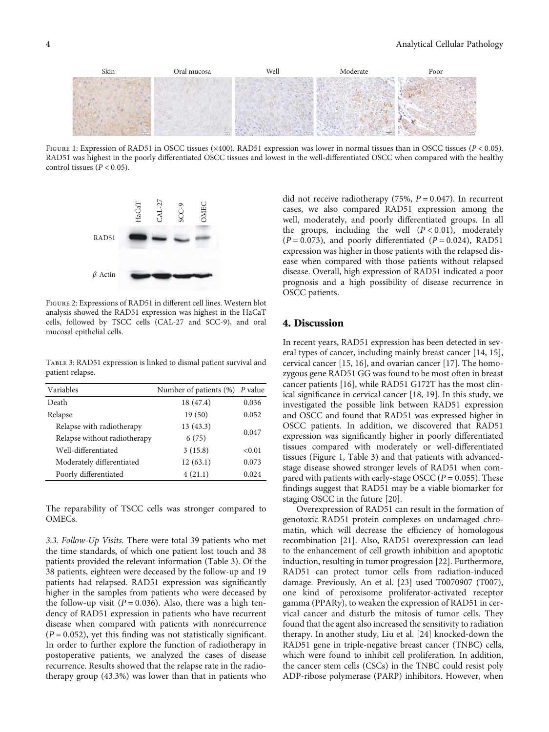Figure 1: Expression of RAD51 in OSCC tissues (×400). RAD51 expression was lower in normal tissues than in OSCC tissues ($P < 0.05$). RAD51 was highest in the poorly differentiated OSCC tissues and lowest in the well-differentiated OSCC when compared with the healthy control tissues ($P < 0.05$).

Figure 2: Expressions of RAD51 in different cell lines. Western blot analysis showed the RAD51 expression was highest in the HaCaT cells, followed by TSCC cells (CAL-27 and SCC-9), and oral mucosal epithelial cells.

Table 3: RAD51 expression is linked to dismal patient survival and patient relapse.

| Variables | Number of patients (%) | *P* value |
|---|---|---|
| Death | 18 (47.4) | 0.036 |
| Relapse | 19 (50) | 0.052 |
| Relapse with radiotherapy | 13 (43.3) | 0.047 |
| Relapse without radiotherapy | 6 (75) | |
| Well-differentiated | 3 (15.8) | <0.01 |
| Moderately differentiated | 12 (63.1) | 0.073 |
| Poorly differentiated | 4 (21.1) | 0.024 |

The reparability of TSCC cells was stronger compared to OMECs.

*3.3. Follow-Up Visits.* There were total 39 patients who met the time standards, of which one patient lost touch and 38 patients provided the relevant information (Table 3). Of the 38 patients, eighteen were deceased by the follow-up and 19 patients had relapsed. RAD51 expression was significantly higher in the samples from patients who were deceased by the follow-up visit ($P = 0.036$). Also, there was a high tendency of RAD51 expression in patients who have recurrent disease when compared with patients with nonrecurrence ($P = 0.052$), yet this finding was not statistically significant. In order to further explore the function of radiotherapy in postoperative patients, we analyzed the cases of disease recurrence. Results showed that the relapse rate in the radiotherapy group (43.3%) was lower than that in patients who did not receive radiotherapy (75%, $P = 0.047$). In recurrent cases, we also compared RAD51 expression among the well, moderately, and poorly differentiated groups. In all the groups, including the well ($P < 0.01$), moderately ($P = 0.073$), and poorly differentiated ($P = 0.024$), RAD51 expression was higher in those patients with the relapsed disease when compared with those patients without relapsed disease. Overall, high expression of RAD51 indicated a poor prognosis and a high possibility of disease recurrence in OSCC patients.

## 4. Discussion

In recent years, RAD51 expression has been detected in several types of cancer, including mainly breast cancer [14, 15], cervical cancer [15, 16], and ovarian cancer [17]. The homozygous gene RAD51 GG was found to be most often in breast cancer patients [16], while RAD51 G172T has the most clinical significance in cervical cancer [18, 19]. In this study, we investigated the possible link between RAD51 expression and OSCC and found that RAD51 was expressed higher in OSCC patients. In addition, we discovered that RAD51 expression was significantly higher in poorly differentiated tissues compared with moderately or well-differentiated tissues (Figure 1, Table 3) and that patients with advanced-stage disease showed stronger levels of RAD51 when compared with patients with early-stage OSCC ($P = 0.055$). These findings suggest that RAD51 may be a viable biomarker for staging OSCC in the future [20].

Overexpression of RAD51 can result in the formation of genotoxic RAD51 protein complexes on undamaged chromatin, which will decrease the efficiency of homologous recombination [21]. Also, RAD51 overexpression can lead to the enhancement of cell growth inhibition and apoptotic induction, resulting in tumor progression [22]. Furthermore, RAD51 can protect tumor cells from radiation-induced damage. Previously, An et al. [23] used T0070907 (T007), one kind of peroxisome proliferator-activated receptor gamma (PPAR$\gamma$), to weaken the expression of RAD51 in cervical cancer and disturb the mitosis of tumor cells. They found that the agent also increased the sensitivity to radiation therapy. In another study, Liu et al. [24] knocked-down the RAD51 gene in triple-negative breast cancer (TNBC) cells, which were found to inhibit cell proliferation. In addition, the cancer stem cells (CSCs) in the TNBC could resist poly ADP-ribose polymerase (PARP) inhibitors. However, when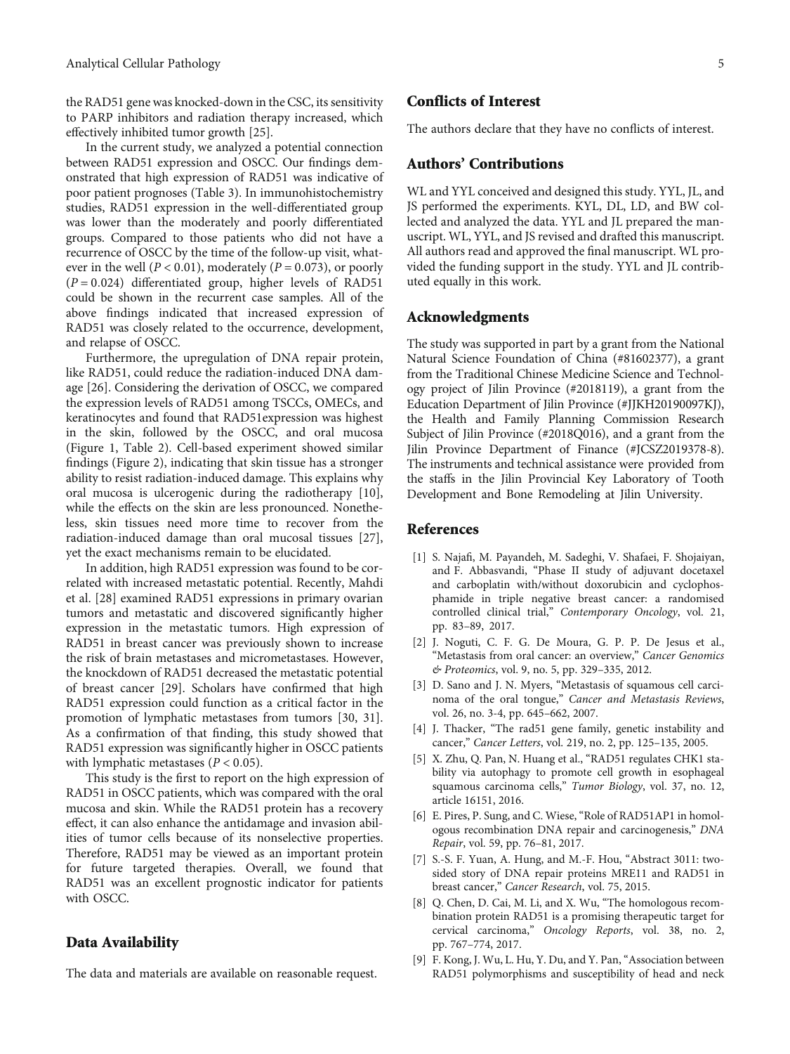the RAD51 gene was knocked-down in the CSC, its sensitivity to PARP inhibitors and radiation therapy increased, which effectively inhibited tumor growth [25].

In the current study, we analyzed a potential connection between RAD51 expression and OSCC. Our findings demonstrated that high expression of RAD51 was indicative of poor patient prognoses (Table 3). In immunohistochemistry studies, RAD51 expression in the well-differentiated group was lower than the moderately and poorly differentiated groups. Compared to those patients who did not have a recurrence of OSCC by the time of the follow-up visit, whatever in the well ($P < 0.01$), moderately ($P = 0.073$), or poorly ($P = 0.024$) differentiated group, higher levels of RAD51 could be shown in the recurrent case samples. All of the above findings indicated that increased expression of RAD51 was closely related to the occurrence, development, and relapse of OSCC.

Furthermore, the upregulation of DNA repair protein, like RAD51, could reduce the radiation-induced DNA damage [26]. Considering the derivation of OSCC, we compared the expression levels of RAD51 among TSCCs, OMECs, and keratinocytes and found that RAD51expression was highest in the skin, followed by the OSCC, and oral mucosa (Figure 1, Table 2). Cell-based experiment showed similar findings (Figure 2), indicating that skin tissue has a stronger ability to resist radiation-induced damage. This explains why oral mucosa is ulcerogenic during the radiotherapy [10], while the effects on the skin are less pronounced. Nonetheless, skin tissues need more time to recover from the radiation-induced damage than oral mucosal tissues [27], yet the exact mechanisms remain to be elucidated.

In addition, high RAD51 expression was found to be correlated with increased metastatic potential. Recently, Mahdi et al. [28] examined RAD51 expressions in primary ovarian tumors and metastatic and discovered significantly higher expression in the metastatic tumors. High expression of RAD51 in breast cancer was previously shown to increase the risk of brain metastases and micrometastases. However, the knockdown of RAD51 decreased the metastatic potential of breast cancer [29]. Scholars have confirmed that high RAD51 expression could function as a critical factor in the promotion of lymphatic metastases from tumors [30, 31]. As a confirmation of that finding, this study showed that RAD51 expression was significantly higher in OSCC patients with lymphatic metastases ($P < 0.05$).

This study is the first to report on the high expression of RAD51 in OSCC patients, which was compared with the oral mucosa and skin. While the RAD51 protein has a recovery effect, it can also enhance the antidamage and invasion abilities of tumor cells because of its nonselective properties. Therefore, RAD51 may be viewed as an important protein for future targeted therapies. Overall, we found that RAD51 was an excellent prognostic indicator for patients with OSCC.

## Data Availability

The data and materials are available on reasonable request.

## Conflicts of Interest

The authors declare that they have no conflicts of interest.

## Authors' Contributions

WL and YYL conceived and designed this study. YYL, JL, and JS performed the experiments. KYL, DL, LD, and BW collected and analyzed the data. YYL and JL prepared the manuscript. WL, YYL, and JS revised and drafted this manuscript. All authors read and approved the final manuscript. WL provided the funding support in the study. YYL and JL contributed equally in this work.

## Acknowledgments

The study was supported in part by a grant from the National Natural Science Foundation of China (#81602377), a grant from the Traditional Chinese Medicine Science and Technology project of Jilin Province (#2018119), a grant from the Education Department of Jilin Province (#JJKH20190097KJ), the Health and Family Planning Commission Research Subject of Jilin Province (#2018Q016), and a grant from the Jilin Province Department of Finance (#JCSZ2019378-8). The instruments and technical assistance were provided from the staffs in the Jilin Provincial Key Laboratory of Tooth Development and Bone Remodeling at Jilin University.

## References

[1] S. Najafi, M. Payandeh, M. Sadeghi, V. Shafaei, F. Shojaiyan, and F. Abbasvandi, "Phase II study of adjuvant docetaxel and carboplatin with/without doxorubicin and cyclophosphamide in triple negative breast cancer: a randomised controlled clinical trial," *Contemporary Oncology*, vol. 21, pp. 83–89, 2017.

[2] J. Noguti, C. F. G. De Moura, G. P. P. De Jesus et al., "Metastasis from oral cancer: an overview," *Cancer Genomics & Proteomics*, vol. 9, no. 5, pp. 329–335, 2012.

[3] D. Sano and J. N. Myers, "Metastasis of squamous cell carcinoma of the oral tongue," *Cancer and Metastasis Reviews*, vol. 26, no. 3-4, pp. 645–662, 2007.

[4] J. Thacker, "The rad51 gene family, genetic instability and cancer," *Cancer Letters*, vol. 219, no. 2, pp. 125–135, 2005.

[5] X. Zhu, Q. Pan, N. Huang et al., "RAD51 regulates CHK1 stability via autophagy to promote cell growth in esophageal squamous carcinoma cells," *Tumor Biology*, vol. 37, no. 12, article 16151, 2016.

[6] E. Pires, P. Sung, and C. Wiese, "Role of RAD51AP1 in homologous recombination DNA repair and carcinogenesis," *DNA Repair*, vol. 59, pp. 76–81, 2017.

[7] S.-S. F. Yuan, A. Hung, and M.-F. Hou, "Abstract 3011: two-sided story of DNA repair proteins MRE11 and RAD51 in breast cancer," *Cancer Research*, vol. 75, 2015.

[8] Q. Chen, D. Cai, M. Li, and X. Wu, "The homologous recombination protein RAD51 is a promising therapeutic target for cervical carcinoma," *Oncology Reports*, vol. 38, no. 2, pp. 767–774, 2017.

[9] F. Kong, J. Wu, L. Hu, Y. Du, and Y. Pan, "Association between RAD51 polymorphisms and susceptibility of head and neck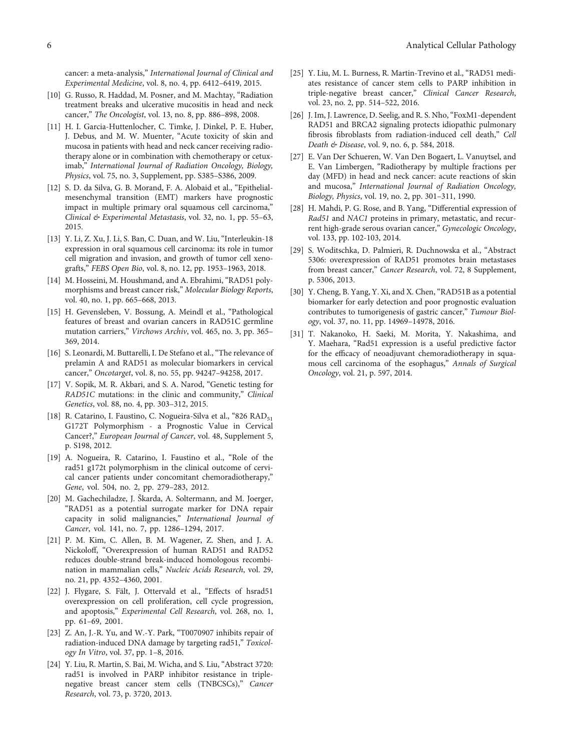cancer: a meta-analysis," *International Journal of Clinical and Experimental Medicine*, vol. 8, no. 4, pp. 6412–6419, 2015.

[10] G. Russo, R. Haddad, M. Posner, and M. Machtay, "Radiation treatment breaks and ulcerative mucositis in head and neck cancer," *The Oncologist*, vol. 13, no. 8, pp. 886–898, 2008.

[11] H. I. Garcia-Huttenlocher, C. Timke, J. Dinkel, P. E. Huber, J. Debus, and M. W. Muenter, "Acute toxicity of skin and mucosa in patients with head and neck cancer receiving radiotherapy alone or in combination with chemotherapy or cetuximab," *International Journal of Radiation Oncology, Biology, Physics*, vol. 75, no. 3, Supplement, pp. S385–S386, 2009.

[12] S. D. da Silva, G. B. Morand, F. A. Alobaid et al., "Epithelial-mesenchymal transition (EMT) markers have prognostic impact in multiple primary oral squamous cell carcinoma," *Clinical & Experimental Metastasis*, vol. 32, no. 1, pp. 55–63, 2015.

[13] Y. Li, Z. Xu, J. Li, S. Ban, C. Duan, and W. Liu, "Interleukin-18 expression in oral squamous cell carcinoma: its role in tumor cell migration and invasion, and growth of tumor cell xenografts," *FEBS Open Bio*, vol. 8, no. 12, pp. 1953–1963, 2018.

[14] M. Hosseini, M. Houshmand, and A. Ebrahimi, "RAD51 polymorphisms and breast cancer risk," *Molecular Biology Reports*, vol. 40, no. 1, pp. 665–668, 2013.

[15] H. Gevensleben, V. Bossung, A. Meindl et al., "Pathological features of breast and ovarian cancers in RAD51C germline mutation carriers," *Virchows Archiv*, vol. 465, no. 3, pp. 365–369, 2014.

[16] S. Leonardi, M. Buttarelli, I. De Stefano et al., "The relevance of prelamin A and RAD51 as molecular biomarkers in cervical cancer," *Oncotarget*, vol. 8, no. 55, pp. 94247–94258, 2017.

[17] V. Sopik, M. R. Akbari, and S. A. Narod, "Genetic testing for *RAD51C* mutations: in the clinic and community," *Clinical Genetics*, vol. 88, no. 4, pp. 303–312, 2015.

[18] R. Catarino, I. Faustino, C. Nogueira-Silva et al., "826 $RAD_{51}$ G172T Polymorphism - a Prognostic Value in Cervical Cancer?," *European Journal of Cancer*, vol. 48, Supplement 5, p. S198, 2012.

[19] A. Nogueira, R. Catarino, I. Faustino et al., "Role of the rad51 g172t polymorphism in the clinical outcome of cervical cancer patients under concomitant chemoradiotherapy," *Gene*, vol. 504, no. 2, pp. 279–283, 2012.

[20] M. Gachechiladze, J. Škarda, A. Soltermann, and M. Joerger, "RAD51 as a potential surrogate marker for DNA repair capacity in solid malignancies," *International Journal of Cancer*, vol. 141, no. 7, pp. 1286–1294, 2017.

[21] P. M. Kim, C. Allen, B. M. Wagener, Z. Shen, and J. A. Nickoloff, "Overexpression of human RAD51 and RAD52 reduces double-strand break-induced homologous recombination in mammalian cells," *Nucleic Acids Research*, vol. 29, no. 21, pp. 4352–4360, 2001.

[22] J. Flygare, S. Fält, J. Ottervald et al., "Effects of hsrad51 overexpression on cell proliferation, cell cycle progression, and apoptosis," *Experimental Cell Research*, vol. 268, no. 1, pp. 61–69, 2001.

[23] Z. An, J.-R. Yu, and W.-Y. Park, "T0070907 inhibits repair of radiation-induced DNA damage by targeting rad51," *Toxicology In Vitro*, vol. 37, pp. 1–8, 2016.

[24] Y. Liu, R. Martin, S. Bai, M. Wicha, and S. Liu, "Abstract 3720: rad51 is involved in PARP inhibitor resistance in triple-negative breast cancer stem cells (TNBCSCs)," *Cancer Research*, vol. 73, p. 3720, 2013.

[25] Y. Liu, M. L. Burness, R. Martin-Trevino et al., "RAD51 mediates resistance of cancer stem cells to PARP inhibition in triple-negative breast cancer," *Clinical Cancer Research*, vol. 23, no. 2, pp. 514–522, 2016.

[26] J. Im, J. Lawrence, D. Seelig, and R. S. Nho, "FoxM1-dependent RAD51 and BRCA2 signaling protects idiopathic pulmonary fibrosis fibroblasts from radiation-induced cell death," *Cell Death & Disease*, vol. 9, no. 6, p. 584, 2018.

[27] E. Van Der Schueren, W. Van Den Bogaert, L. Vanuytsel, and E. Van Limbergen, "Radiotherapy by multiple fractions per day (MFD) in head and neck cancer: acute reactions of skin and mucosa," *International Journal of Radiation Oncology, Biology, Physics*, vol. 19, no. 2, pp. 301–311, 1990.

[28] H. Mahdi, P. G. Rose, and B. Yang, "Differential expression of *Rad51* and *NAC1* proteins in primary, metastatic, and recurrent high-grade serous ovarian cancer," *Gynecologic Oncology*, vol. 133, pp. 102-103, 2014.

[29] S. Woditschka, D. Palmieri, R. Duchnowska et al., "Abstract 5306: overexpression of RAD51 promotes brain metastases from breast cancer," *Cancer Research*, vol. 72, 8 Supplement, p. 5306, 2013.

[30] Y. Cheng, B. Yang, Y. Xi, and X. Chen, "RAD51B as a potential biomarker for early detection and poor prognostic evaluation contributes to tumorigenesis of gastric cancer," *Tumour Biology*, vol. 37, no. 11, pp. 14969–14978, 2016.

[31] T. Nakanoko, H. Saeki, M. Morita, Y. Nakashima, and Y. Maehara, "Rad51 expression is a useful predictive factor for the efficacy of neoadjuvant chemoradiotherapy in squamous cell carcinoma of the esophagus," *Annals of Surgical Oncology*, vol. 21, p. 597, 2014.